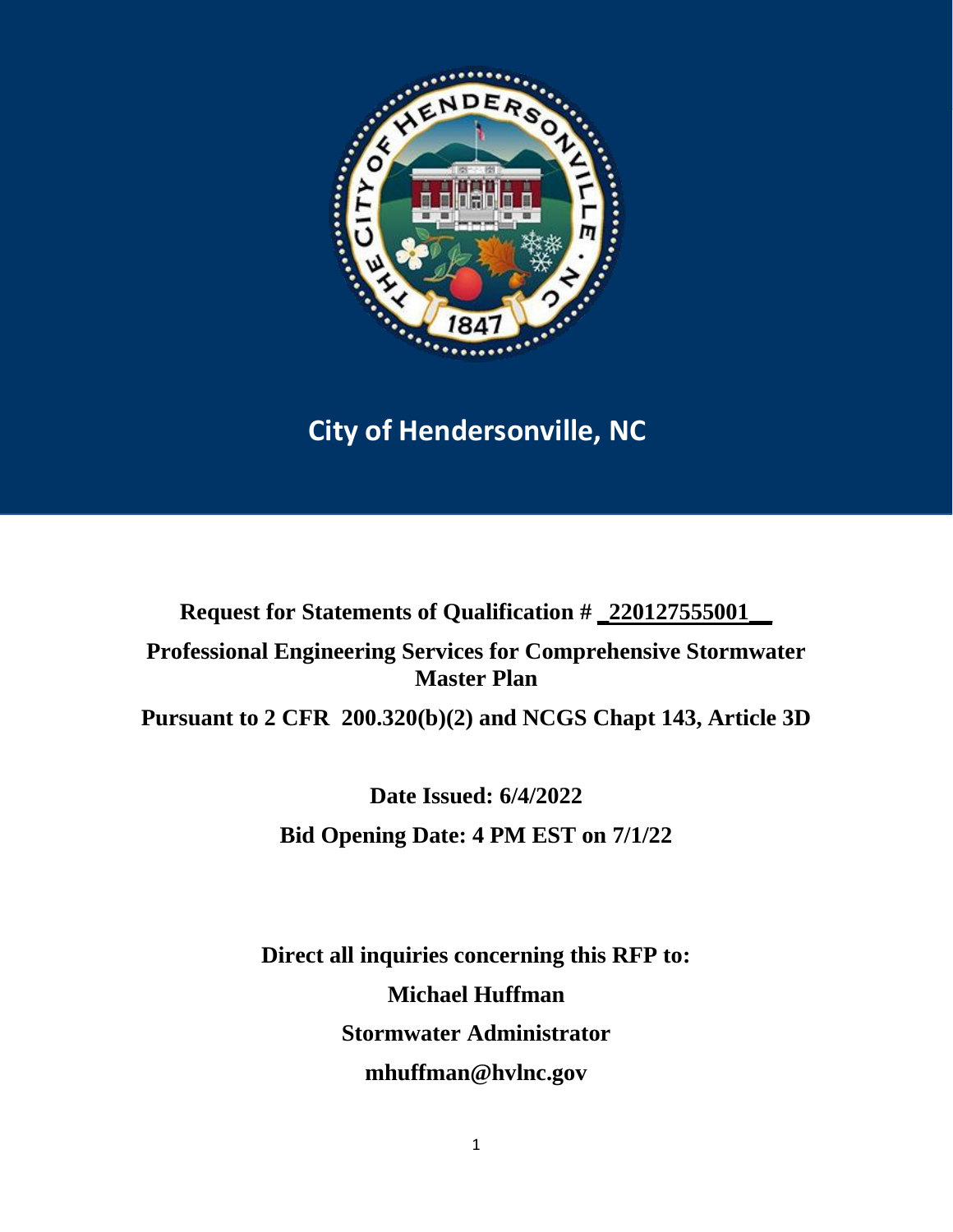# City of Hendersonville, NC

**Request for Statements of Qualification # _220127555001__**

**Professional Engineering Services for Comprehensive Stormwater Master Plan**

**Pursuant to 2 CFR 200.320(b)(2) and NCGS Chapt 143, Article 3D**

**Date Issued: 6/4/2022**

**Bid Opening Date: 4 PM EST on 7/1/22**

**Direct all inquiries concerning this RFP to:**

**Michael Huffman**

**Stormwater Administrator**

**mhuffman@hvlnc.gov**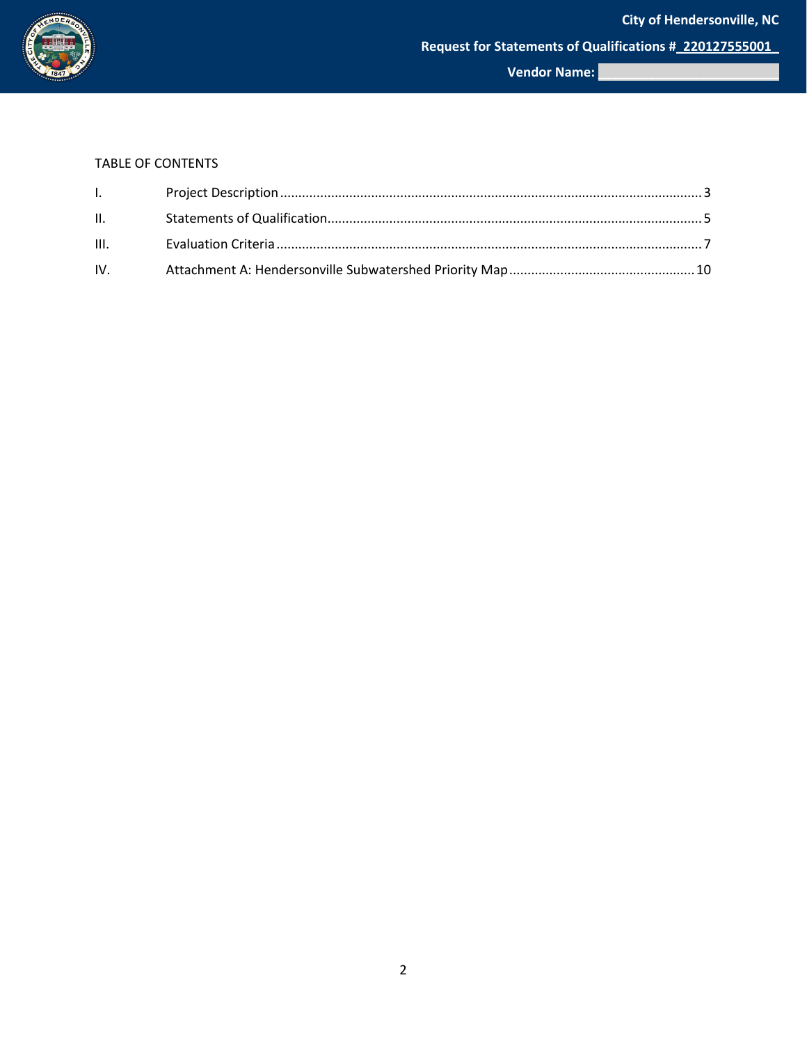TABLE OF CONTENTS

| | | |
|---|---|---|
| I. | Project Description | 3 |
| II. | Statements of Qualification | 5 |
| III. | Evaluation Criteria | 7 |
| IV. | Attachment A: Hendersonville Subwatershed Priority Map | 10 |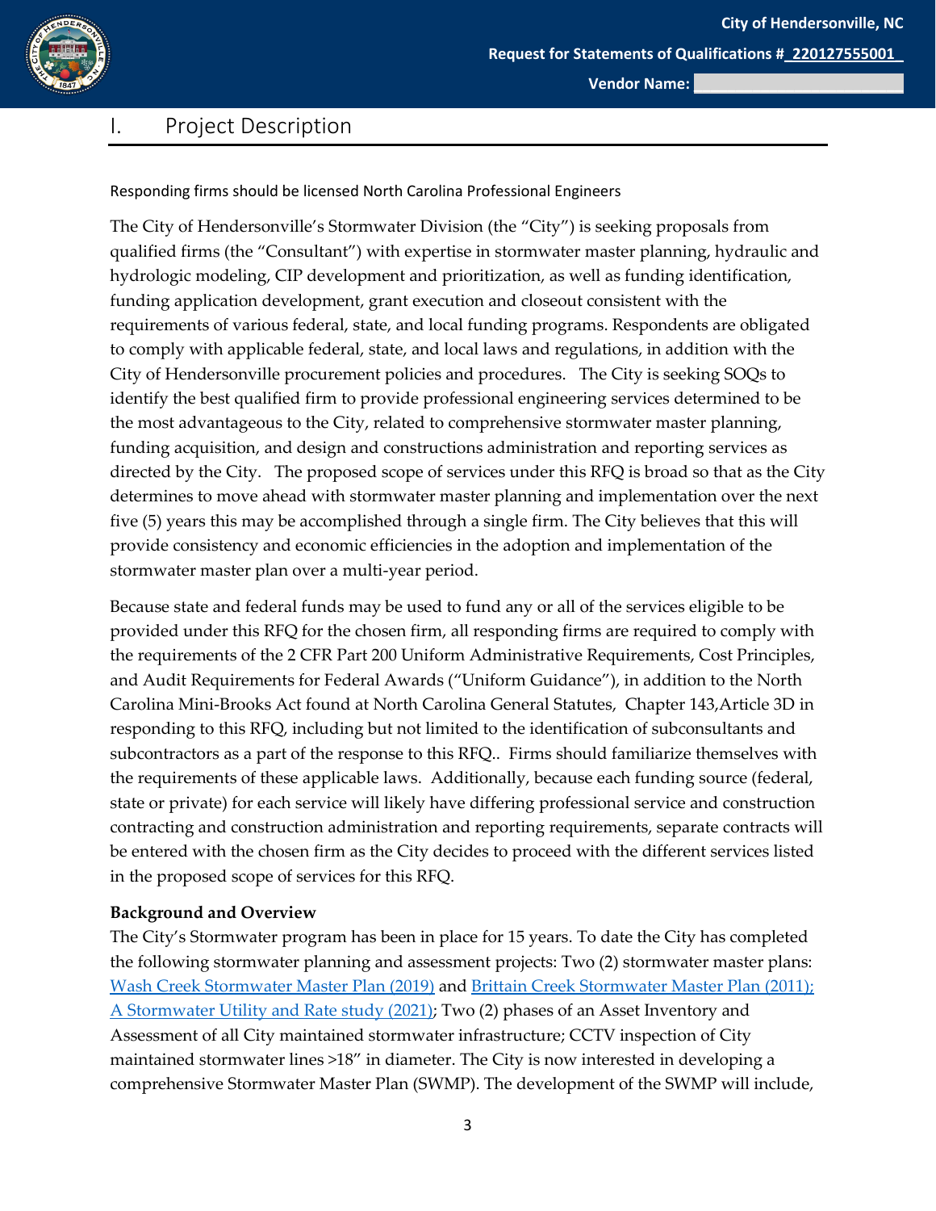# I. Project Description

Responding firms should be licensed North Carolina Professional Engineers

The City of Hendersonville's Stormwater Division (the "City") is seeking proposals from qualified firms (the "Consultant") with expertise in stormwater master planning, hydraulic and hydrologic modeling, CIP development and prioritization, as well as funding identification, funding application development, grant execution and closeout consistent with the requirements of various federal, state, and local funding programs. Respondents are obligated to comply with applicable federal, state, and local laws and regulations, in addition with the City of Hendersonville procurement policies and procedures. The City is seeking SOQs to identify the best qualified firm to provide professional engineering services determined to be the most advantageous to the City, related to comprehensive stormwater master planning, funding acquisition, and design and constructions administration and reporting services as directed by the City. The proposed scope of services under this RFQ is broad so that as the City determines to move ahead with stormwater master planning and implementation over the next five (5) years this may be accomplished through a single firm. The City believes that this will provide consistency and economic efficiencies in the adoption and implementation of the stormwater master plan over a multi-year period.

Because state and federal funds may be used to fund any or all of the services eligible to be provided under this RFQ for the chosen firm, all responding firms are required to comply with the requirements of the 2 CFR Part 200 Uniform Administrative Requirements, Cost Principles, and Audit Requirements for Federal Awards ("Uniform Guidance"), in addition to the North Carolina Mini-Brooks Act found at North Carolina General Statutes, Chapter 143,Article 3D in responding to this RFQ, including but not limited to the identification of subconsultants and subcontractors as a part of the response to this RFQ.. Firms should familiarize themselves with the requirements of these applicable laws. Additionally, because each funding source (federal, state or private) for each service will likely have differing professional service and construction contracting and construction administration and reporting requirements, separate contracts will be entered with the chosen firm as the City decides to proceed with the different services listed in the proposed scope of services for this RFQ.

**Background and Overview**

The City's Stormwater program has been in place for 15 years. To date the City has completed the following stormwater planning and assessment projects: Two (2) stormwater master plans: Wash Creek Stormwater Master Plan (2019) and Brittain Creek Stormwater Master Plan (2011); A Stormwater Utility and Rate study (2021); Two (2) phases of an Asset Inventory and Assessment of all City maintained stormwater infrastructure; CCTV inspection of City maintained stormwater lines >18" in diameter. The City is now interested in developing a comprehensive Stormwater Master Plan (SWMP). The development of the SWMP will include,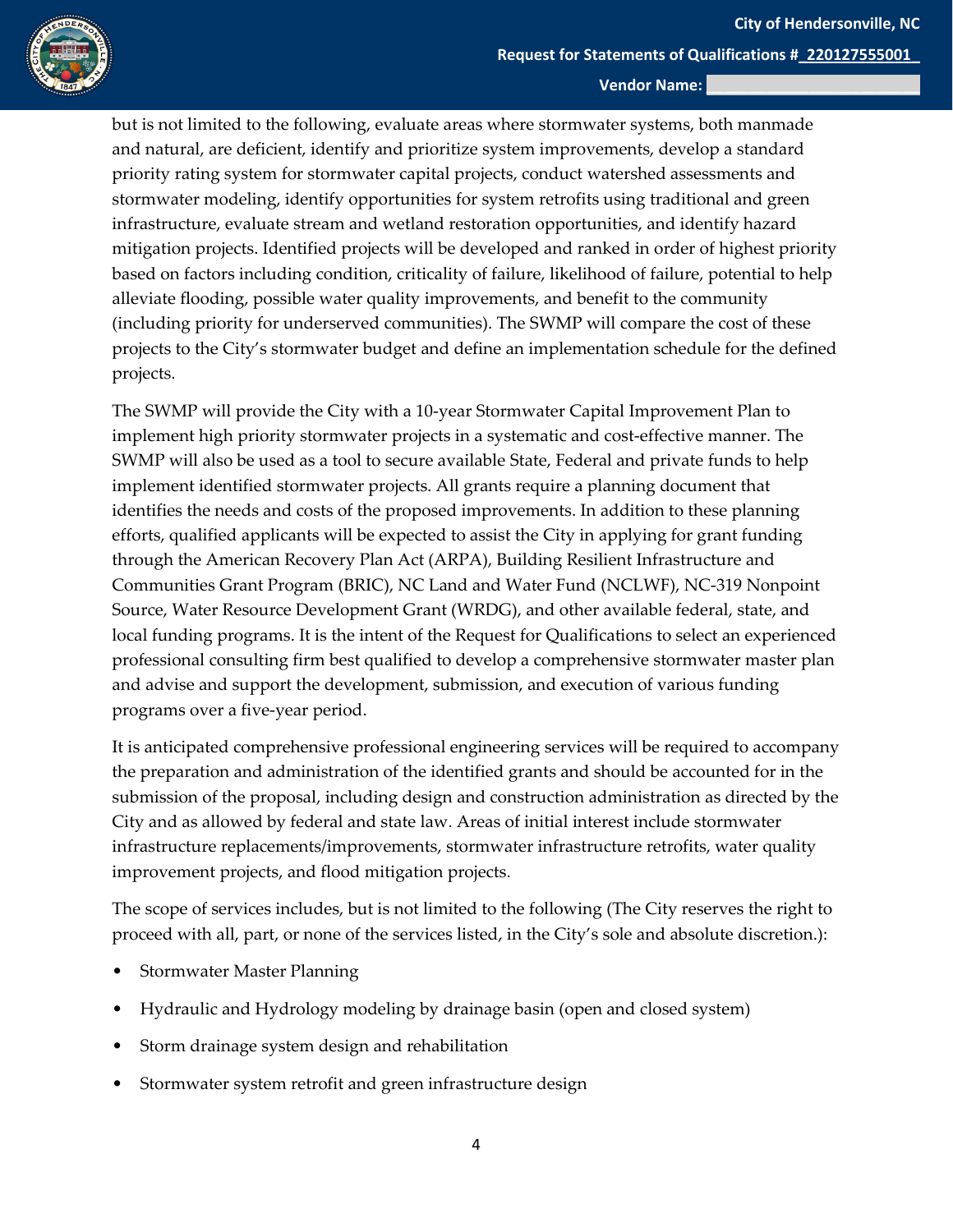but is not limited to the following, evaluate areas where stormwater systems, both manmade and natural, are deficient, identify and prioritize system improvements, develop a standard priority rating system for stormwater capital projects, conduct watershed assessments and stormwater modeling, identify opportunities for system retrofits using traditional and green infrastructure, evaluate stream and wetland restoration opportunities, and identify hazard mitigation projects. Identified projects will be developed and ranked in order of highest priority based on factors including condition, criticality of failure, likelihood of failure, potential to help alleviate flooding, possible water quality improvements, and benefit to the community (including priority for underserved communities). The SWMP will compare the cost of these projects to the City's stormwater budget and define an implementation schedule for the defined projects.

The SWMP will provide the City with a 10-year Stormwater Capital Improvement Plan to implement high priority stormwater projects in a systematic and cost-effective manner. The SWMP will also be used as a tool to secure available State, Federal and private funds to help implement identified stormwater projects. All grants require a planning document that identifies the needs and costs of the proposed improvements. In addition to these planning efforts, qualified applicants will be expected to assist the City in applying for grant funding through the American Recovery Plan Act (ARPA), Building Resilient Infrastructure and Communities Grant Program (BRIC), NC Land and Water Fund (NCLWF), NC-319 Nonpoint Source, Water Resource Development Grant (WRDG), and other available federal, state, and local funding programs. It is the intent of the Request for Qualifications to select an experienced professional consulting firm best qualified to develop a comprehensive stormwater master plan and advise and support the development, submission, and execution of various funding programs over a five-year period.

It is anticipated comprehensive professional engineering services will be required to accompany the preparation and administration of the identified grants and should be accounted for in the submission of the proposal, including design and construction administration as directed by the City and as allowed by federal and state law. Areas of initial interest include stormwater infrastructure replacements/improvements, stormwater infrastructure retrofits, water quality improvement projects, and flood mitigation projects.

The scope of services includes, but is not limited to the following (The City reserves the right to proceed with all, part, or none of the services listed, in the City's sole and absolute discretion.):

- Stormwater Master Planning
- Hydraulic and Hydrology modeling by drainage basin (open and closed system)
- Storm drainage system design and rehabilitation
- Stormwater system retrofit and green infrastructure design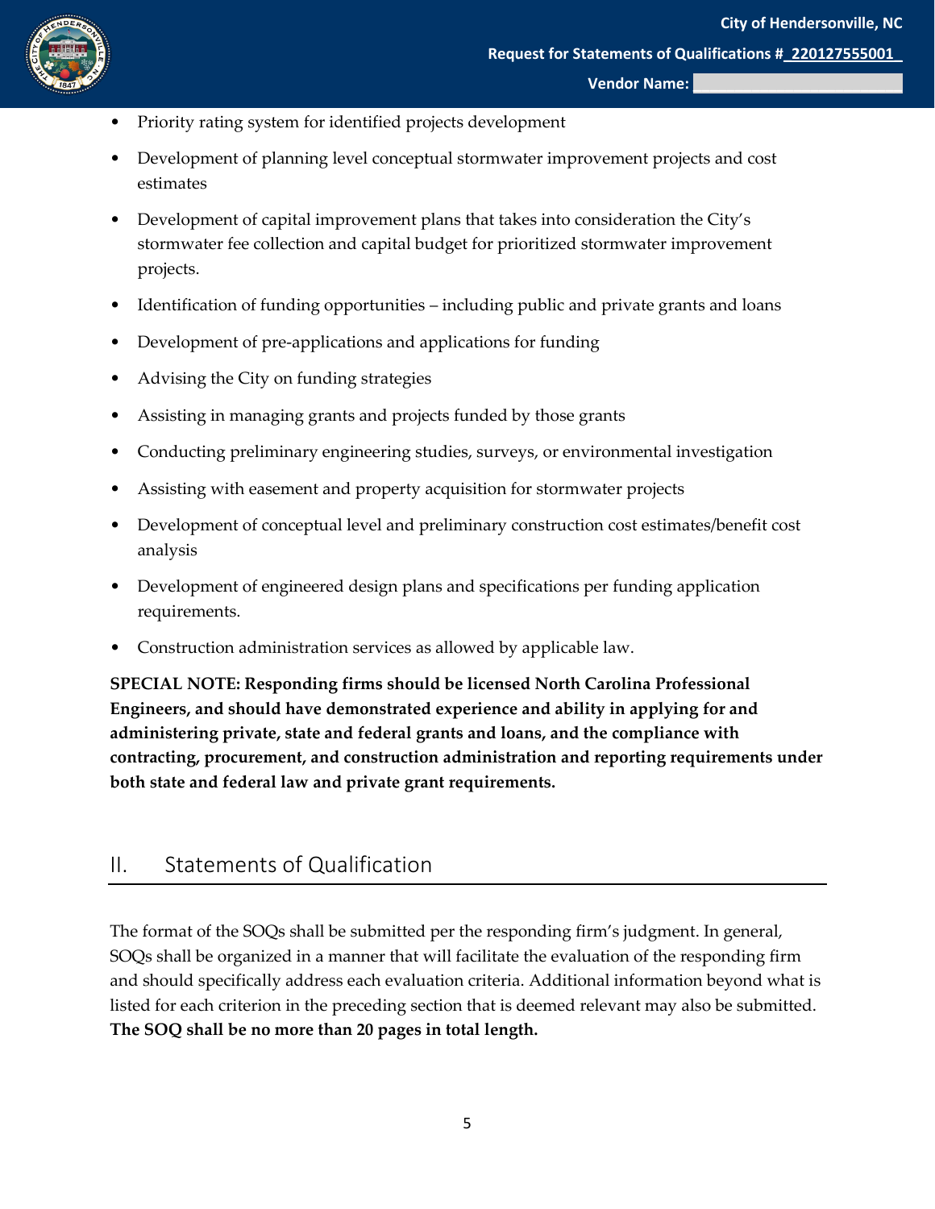- Priority rating system for identified projects development
- Development of planning level conceptual stormwater improvement projects and cost estimates
- Development of capital improvement plans that takes into consideration the City's stormwater fee collection and capital budget for prioritized stormwater improvement projects.
- Identification of funding opportunities – including public and private grants and loans
- Development of pre-applications and applications for funding
- Advising the City on funding strategies
- Assisting in managing grants and projects funded by those grants
- Conducting preliminary engineering studies, surveys, or environmental investigation
- Assisting with easement and property acquisition for stormwater projects
- Development of conceptual level and preliminary construction cost estimates/benefit cost analysis
- Development of engineered design plans and specifications per funding application requirements.
- Construction administration services as allowed by applicable law.

**SPECIAL NOTE: Responding firms should be licensed North Carolina Professional Engineers, and should have demonstrated experience and ability in applying for and administering private, state and federal grants and loans, and the compliance with contracting, procurement, and construction administration and reporting requirements under both state and federal law and private grant requirements.**

## II. Statements of Qualification

The format of the SOQs shall be submitted per the responding firm's judgment. In general, SOQs shall be organized in a manner that will facilitate the evaluation of the responding firm and should specifically address each evaluation criteria. Additional information beyond what is listed for each criterion in the preceding section that is deemed relevant may also be submitted. **The SOQ shall be no more than 20 pages in total length.**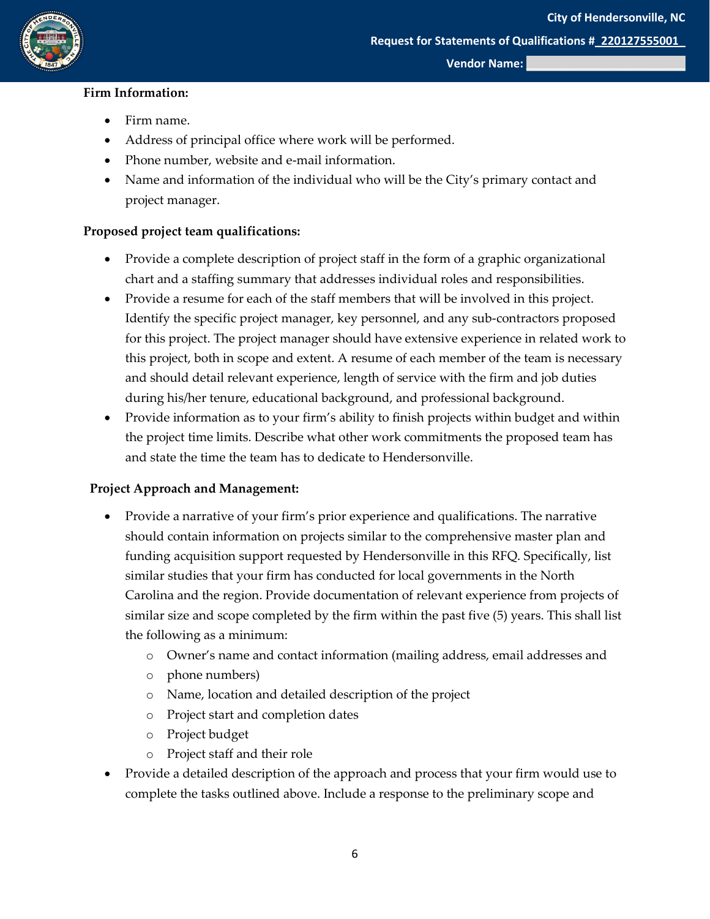**Firm Information:**

- Firm name.
- Address of principal office where work will be performed.
- Phone number, website and e-mail information.
- Name and information of the individual who will be the City's primary contact and project manager.

**Proposed project team qualifications:**

- Provide a complete description of project staff in the form of a graphic organizational chart and a staffing summary that addresses individual roles and responsibilities.
- Provide a resume for each of the staff members that will be involved in this project. Identify the specific project manager, key personnel, and any sub-contractors proposed for this project. The project manager should have extensive experience in related work to this project, both in scope and extent. A resume of each member of the team is necessary and should detail relevant experience, length of service with the firm and job duties during his/her tenure, educational background, and professional background.
- Provide information as to your firm's ability to finish projects within budget and within the project time limits. Describe what other work commitments the proposed team has and state the time the team has to dedicate to Hendersonville.

**Project Approach and Management:**

- Provide a narrative of your firm's prior experience and qualifications. The narrative should contain information on projects similar to the comprehensive master plan and funding acquisition support requested by Hendersonville in this RFQ. Specifically, list similar studies that your firm has conducted for local governments in the North Carolina and the region. Provide documentation of relevant experience from projects of similar size and scope completed by the firm within the past five (5) years. This shall list the following as a minimum:
    - Owner's name and contact information (mailing address, email addresses and
    - phone numbers)
    - Name, location and detailed description of the project
    - Project start and completion dates
    - Project budget
    - Project staff and their role
- Provide a detailed description of the approach and process that your firm would use to complete the tasks outlined above. Include a response to the preliminary scope and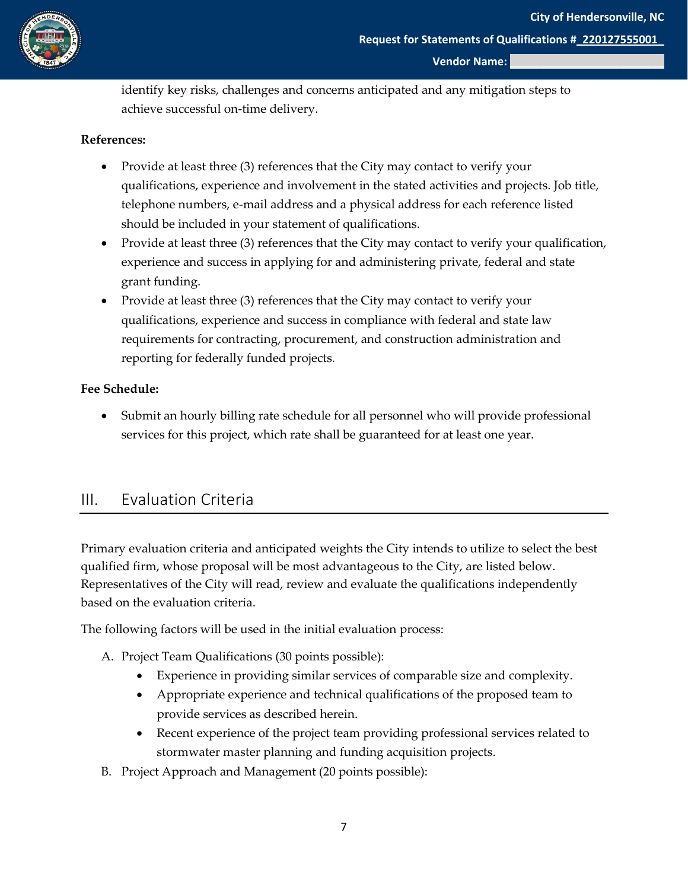identify key risks, challenges and concerns anticipated and any mitigation steps to achieve successful on-time delivery.

**References:**

- Provide at least three (3) references that the City may contact to verify your qualifications, experience and involvement in the stated activities and projects. Job title, telephone numbers, e-mail address and a physical address for each reference listed should be included in your statement of qualifications.
- Provide at least three (3) references that the City may contact to verify your qualification, experience and success in applying for and administering private, federal and state grant funding.
- Provide at least three (3) references that the City may contact to verify your qualifications, experience and success in compliance with federal and state law requirements for contracting, procurement, and construction administration and reporting for federally funded projects.

**Fee Schedule:**

- Submit an hourly billing rate schedule for all personnel who will provide professional services for this project, which rate shall be guaranteed for at least one year.

## III. Evaluation Criteria

Primary evaluation criteria and anticipated weights the City intends to utilize to select the best qualified firm, whose proposal will be most advantageous to the City, are listed below. Representatives of the City will read, review and evaluate the qualifications independently based on the evaluation criteria.

The following factors will be used in the initial evaluation process:

A. Project Team Qualifications (30 points possible):
   - Experience in providing similar services of comparable size and complexity.
   - Appropriate experience and technical qualifications of the proposed team to provide services as described herein.
   - Recent experience of the project team providing professional services related to stormwater master planning and funding acquisition projects.

B. Project Approach and Management (20 points possible):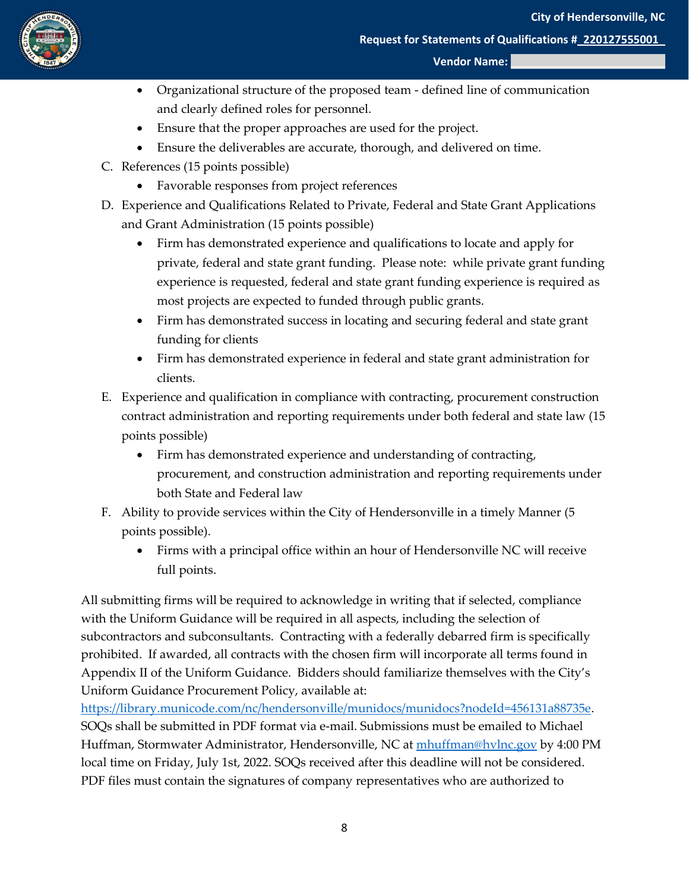- Organizational structure of the proposed team - defined line of communication and clearly defined roles for personnel.
- Ensure that the proper approaches are used for the project.
- Ensure the deliverables are accurate, thorough, and delivered on time.

C. References (15 points possible)

- Favorable responses from project references

D. Experience and Qualifications Related to Private, Federal and State Grant Applications and Grant Administration (15 points possible)

- Firm has demonstrated experience and qualifications to locate and apply for private, federal and state grant funding. Please note: while private grant funding experience is requested, federal and state grant funding experience is required as most projects are expected to funded through public grants.
- Firm has demonstrated success in locating and securing federal and state grant funding for clients
- Firm has demonstrated experience in federal and state grant administration for clients.

E. Experience and qualification in compliance with contracting, procurement construction contract administration and reporting requirements under both federal and state law (15 points possible)

- Firm has demonstrated experience and understanding of contracting, procurement, and construction administration and reporting requirements under both State and Federal law

F. Ability to provide services within the City of Hendersonville in a timely Manner (5 points possible).

- Firms with a principal office within an hour of Hendersonville NC will receive full points.

All submitting firms will be required to acknowledge in writing that if selected, compliance with the Uniform Guidance will be required in all aspects, including the selection of subcontractors and subconsultants. Contracting with a federally debarred firm is specifically prohibited. If awarded, all contracts with the chosen firm will incorporate all terms found in Appendix II of the Uniform Guidance. Bidders should familiarize themselves with the City's Uniform Guidance Procurement Policy, available at: https://library.municode.com/nc/hendersonville/munidocs/munidocs?nodeId=456131a88735e. SOQs shall be submitted in PDF format via e-mail. Submissions must be emailed to Michael Huffman, Stormwater Administrator, Hendersonville, NC at mhuffman@hvlnc.gov by 4:00 PM local time on Friday, July 1st, 2022. SOQs received after this deadline will not be considered. PDF files must contain the signatures of company representatives who are authorized to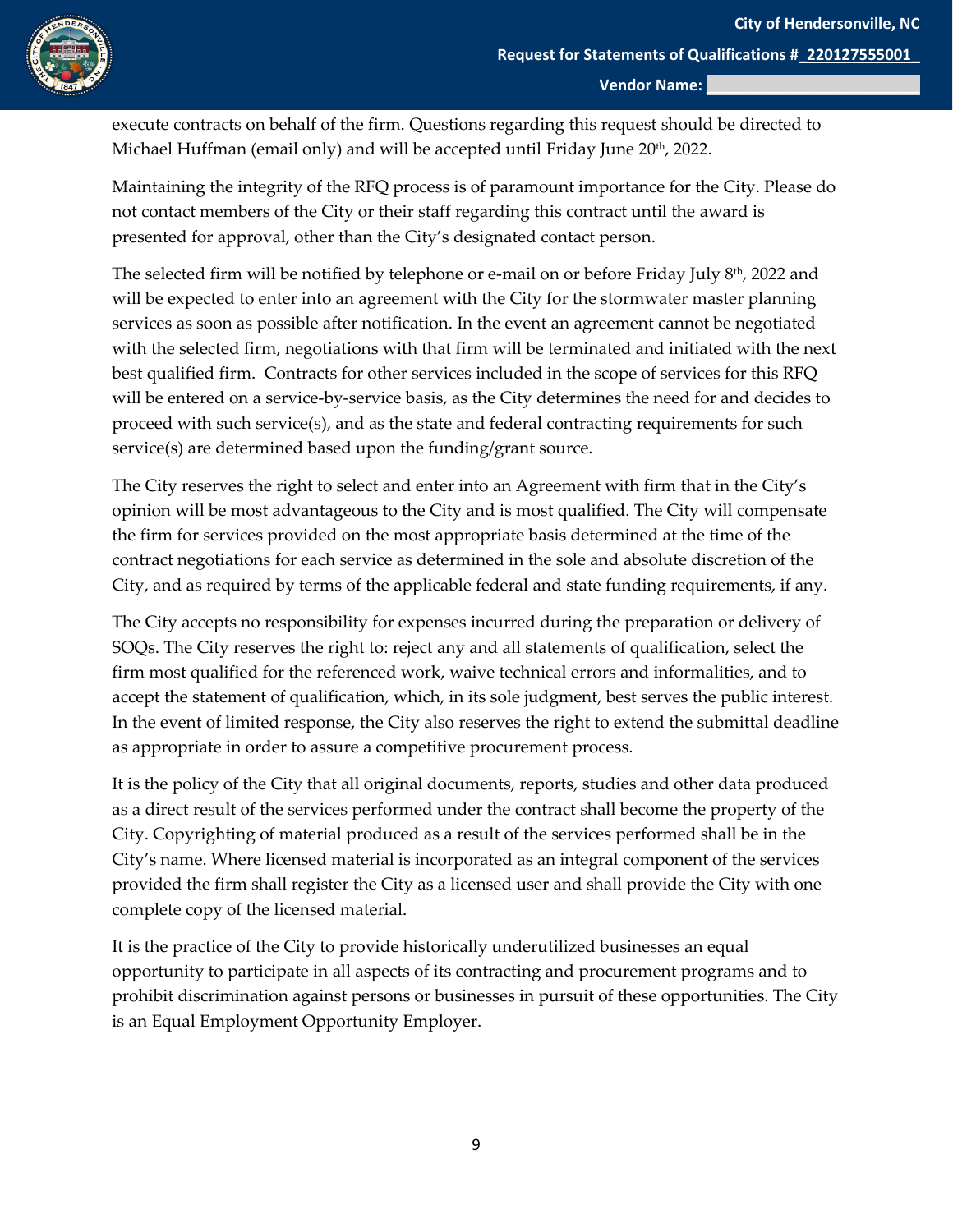execute contracts on behalf of the firm. Questions regarding this request should be directed to Michael Huffman (email only) and will be accepted until Friday June 20th, 2022.

Maintaining the integrity of the RFQ process is of paramount importance for the City. Please do not contact members of the City or their staff regarding this contract until the award is presented for approval, other than the City's designated contact person.

The selected firm will be notified by telephone or e-mail on or before Friday July 8th, 2022 and will be expected to enter into an agreement with the City for the stormwater master planning services as soon as possible after notification. In the event an agreement cannot be negotiated with the selected firm, negotiations with that firm will be terminated and initiated with the next best qualified firm. Contracts for other services included in the scope of services for this RFQ will be entered on a service-by-service basis, as the City determines the need for and decides to proceed with such service(s), and as the state and federal contracting requirements for such service(s) are determined based upon the funding/grant source.

The City reserves the right to select and enter into an Agreement with firm that in the City's opinion will be most advantageous to the City and is most qualified. The City will compensate the firm for services provided on the most appropriate basis determined at the time of the contract negotiations for each service as determined in the sole and absolute discretion of the City, and as required by terms of the applicable federal and state funding requirements, if any.

The City accepts no responsibility for expenses incurred during the preparation or delivery of SOQs. The City reserves the right to: reject any and all statements of qualification, select the firm most qualified for the referenced work, waive technical errors and informalities, and to accept the statement of qualification, which, in its sole judgment, best serves the public interest. In the event of limited response, the City also reserves the right to extend the submittal deadline as appropriate in order to assure a competitive procurement process.

It is the policy of the City that all original documents, reports, studies and other data produced as a direct result of the services performed under the contract shall become the property of the City. Copyrighting of material produced as a result of the services performed shall be in the City's name. Where licensed material is incorporated as an integral component of the services provided the firm shall register the City as a licensed user and shall provide the City with one complete copy of the licensed material.

It is the practice of the City to provide historically underutilized businesses an equal opportunity to participate in all aspects of its contracting and procurement programs and to prohibit discrimination against persons or businesses in pursuit of these opportunities. The City is an Equal Employment Opportunity Employer.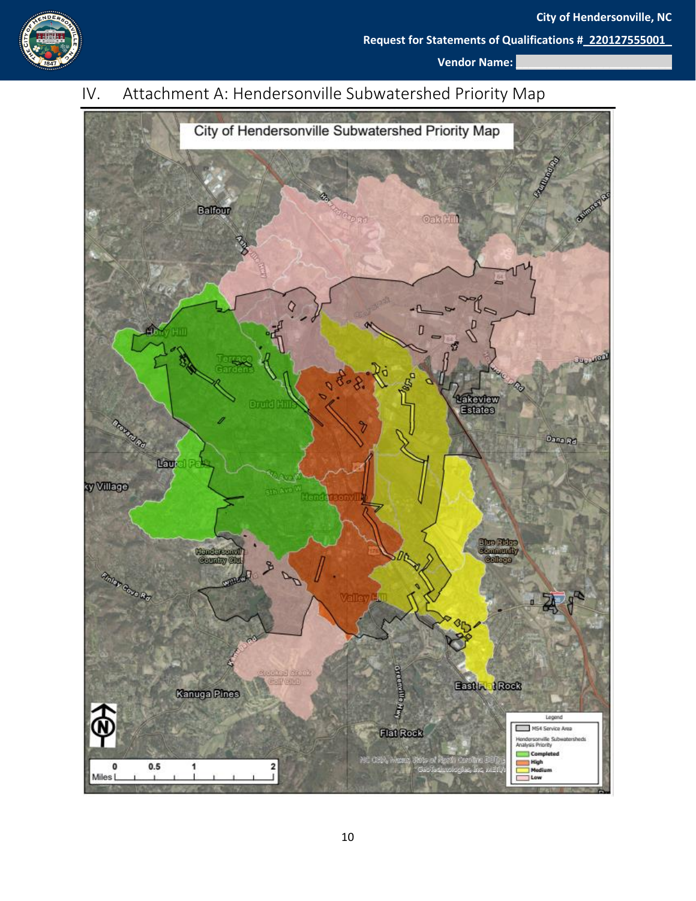## IV. Attachment A: Hendersonville Subwatershed Priority Map

City of Hendersonville Subwatershed Priority Map

Legend

MS4 Service Area

Hendersonville Subwatersheds Analysis Priority

Completed

High

Medium

Low

0 0.5 1 2

Miles